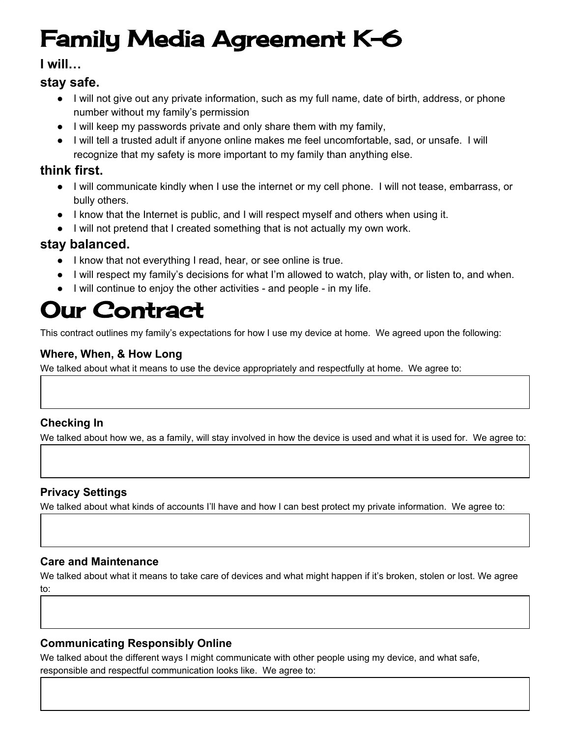# Family Media Agreement K-6

### I will…

### stay safe.

- I will not give out any private information, such as my full name, date of birth, address, or phone number without my family's permission
- I will keep my passwords private and only share them with my family,
- I will tell a trusted adult if anyone online makes me feel uncomfortable, sad, or unsafe. I will recognize that my safety is more important to my family than anything else.

### think first.

- I will communicate kindly when I use the internet or my cell phone. I will not tease, embarrass, or bully others.
- I know that the Internet is public, and I will respect myself and others when using it.
- I will not pretend that I created something that is not actually my own work.

### stay balanced.

- I know that not everything I read, hear, or see online is true.
- I will respect my family's decisions for what I'm allowed to watch, play with, or listen to, and when.
- I will continue to enjoy the other activities - and people - in my life.

# Our Contract

This contract outlines my family's expectations for how I use my device at home. We agreed upon the following:

#### Where, When, & How Long

We talked about what it means to use the device appropriately and respectfully at home. We agree to:

#### Checking In

We talked about how we, as a family, will stay involved in how the device is used and what it is used for. We agree to:

#### Privacy Settings

We talked about what kinds of accounts I'll have and how I can best protect my private information. We agree to:

#### Care and Maintenance

We talked about what it means to take care of devices and what might happen if it's broken, stolen or lost. We agree to:

#### Communicating Responsibly Online

We talked about the different ways I might communicate with other people using my device, and what safe, responsible and respectful communication looks like. We agree to: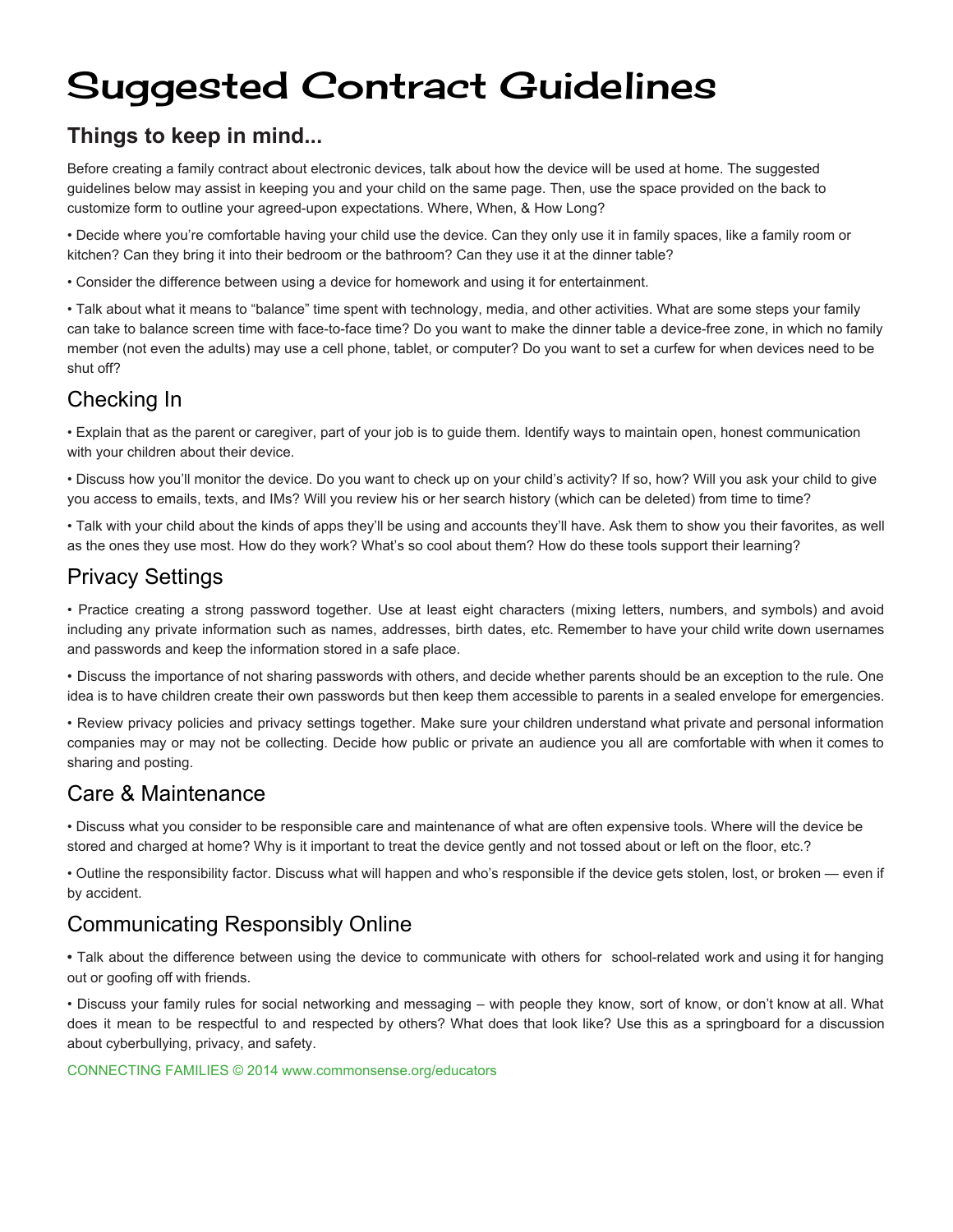# Suggested Contract Guidelines

## Things to keep in mind...

Before creating a family contract about electronic devices, talk about how the device will be used at home. The suggested guidelines below may assist in keeping you and your child on the same page. Then, use the space provided on the back to customize form to outline your agreed-upon expectations. Where, When, & How Long?

• Decide where you're comfortable having your child use the device. Can they only use it in family spaces, like a family room or kitchen? Can they bring it into their bedroom or the bathroom? Can they use it at the dinner table?

• Consider the difference between using a device for homework and using it for entertainment.

• Talk about what it means to "balance" time spent with technology, media, and other activities. What are some steps your family can take to balance screen time with face-to-face time? Do you want to make the dinner table a device-free zone, in which no family member (not even the adults) may use a cell phone, tablet, or computer? Do you want to set a curfew for when devices need to be shut off?

## Checking In

• Explain that as the parent or caregiver, part of your job is to guide them. Identify ways to maintain open, honest communication with your children about their device.

• Discuss how you'll monitor the device. Do you want to check up on your child's activity? If so, how? Will you ask your child to give you access to emails, texts, and IMs? Will you review his or her search history (which can be deleted) from time to time?

• Talk with your child about the kinds of apps they'll be using and accounts they'll have. Ask them to show you their favorites, as well as the ones they use most. How do they work? What's so cool about them? How do these tools support their learning?

## Privacy Settings

• Practice creating a strong password together. Use at least eight characters (mixing letters, numbers, and symbols) and avoid including any private information such as names, addresses, birth dates, etc. Remember to have your child write down usernames and passwords and keep the information stored in a safe place.

• Discuss the importance of not sharing passwords with others, and decide whether parents should be an exception to the rule. One idea is to have children create their own passwords but then keep them accessible to parents in a sealed envelope for emergencies.

• Review privacy policies and privacy settings together. Make sure your children understand what private and personal information companies may or may not be collecting. Decide how public or private an audience you all are comfortable with when it comes to sharing and posting.

## Care & Maintenance

• Discuss what you consider to be responsible care and maintenance of what are often expensive tools. Where will the device be stored and charged at home? Why is it important to treat the device gently and not tossed about or left on the floor, etc.?

• Outline the responsibility factor. Discuss what will happen and who's responsible if the device gets stolen, lost, or broken — even if by accident.

## Communicating Responsibly Online

• Talk about the difference between using the device to communicate with others for school-related work and using it for hanging out or goofing off with friends.

• Discuss your family rules for social networking and messaging – with people they know, sort of know, or don't know at all. What does it mean to be respectful to and respected by others? What does that look like? Use this as a springboard for a discussion about cyberbullying, privacy, and safety.

CONNECTING FAMILIES © 2014 www.commonsense.org/educators